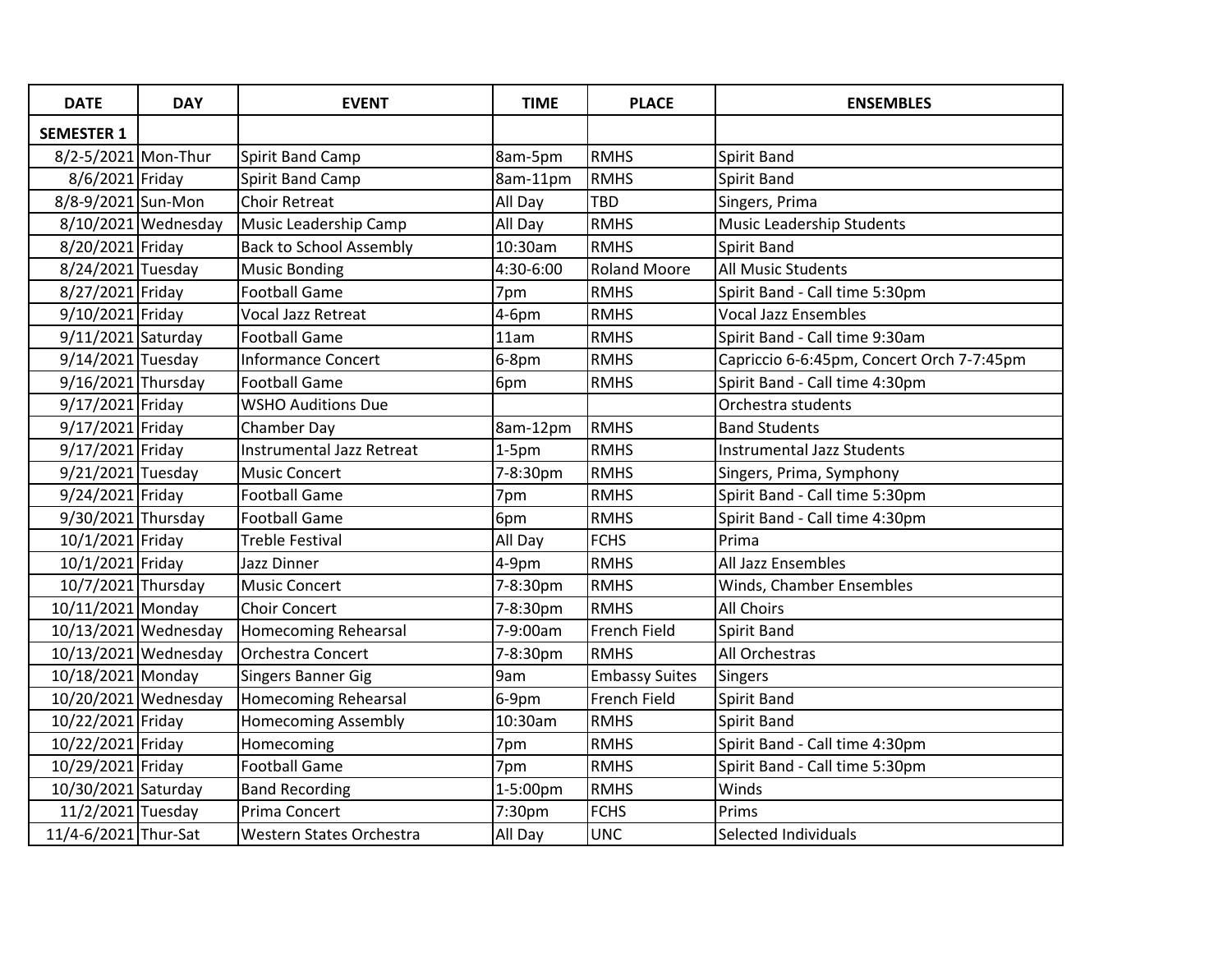| DATE | DAY | EVENT | TIME | PLACE | ENSEMBLES |
|---|---|---|---|---|---|
| **SEMESTER 1** | | | | | |
| 8/2-5/2021 | Mon-Thur | Spirit Band Camp | 8am-5pm | RMHS | Spirit Band |
| 8/6/2021 | Friday | Spirit Band Camp | 8am-11pm | RMHS | Spirit Band |
| 8/8-9/2021 | Sun-Mon | Choir Retreat | All Day | TBD | Singers, Prima |
| 8/10/2021 | Wednesday | Music Leadership Camp | All Day | RMHS | Music Leadership Students |
| 8/20/2021 | Friday | Back to School Assembly | 10:30am | RMHS | Spirit Band |
| 8/24/2021 | Tuesday | Music Bonding | 4:30-6:00 | Roland Moore | All Music Students |
| 8/27/2021 | Friday | Football Game | 7pm | RMHS | Spirit Band - Call time 5:30pm |
| 9/10/2021 | Friday | Vocal Jazz Retreat | 4-6pm | RMHS | Vocal Jazz Ensembles |
| 9/11/2021 | Saturday | Football Game | 11am | RMHS | Spirit Band - Call time 9:30am |
| 9/14/2021 | Tuesday | Informance Concert | 6-8pm | RMHS | Capriccio 6-6:45pm, Concert Orch 7-7:45pm |
| 9/16/2021 | Thursday | Football Game | 6pm | RMHS | Spirit Band - Call time 4:30pm |
| 9/17/2021 | Friday | WSHO Auditions Due | | | Orchestra students |
| 9/17/2021 | Friday | Chamber Day | 8am-12pm | RMHS | Band Students |
| 9/17/2021 | Friday | Instrumental Jazz Retreat | 1-5pm | RMHS | Instrumental Jazz Students |
| 9/21/2021 | Tuesday | Music Concert | 7-8:30pm | RMHS | Singers, Prima, Symphony |
| 9/24/2021 | Friday | Football Game | 7pm | RMHS | Spirit Band - Call time 5:30pm |
| 9/30/2021 | Thursday | Football Game | 6pm | RMHS | Spirit Band - Call time 4:30pm |
| 10/1/2021 | Friday | Treble Festival | All Day | FCHS | Prima |
| 10/1/2021 | Friday | Jazz Dinner | 4-9pm | RMHS | All Jazz Ensembles |
| 10/7/2021 | Thursday | Music Concert | 7-8:30pm | RMHS | Winds, Chamber Ensembles |
| 10/11/2021 | Monday | Choir Concert | 7-8:30pm | RMHS | All Choirs |
| 10/13/2021 | Wednesday | Homecoming Rehearsal | 7-9:00am | French Field | Spirit Band |
| 10/13/2021 | Wednesday | Orchestra Concert | 7-8:30pm | RMHS | All Orchestras |
| 10/18/2021 | Monday | Singers Banner Gig | 9am | Embassy Suites | Singers |
| 10/20/2021 | Wednesday | Homecoming Rehearsal | 6-9pm | French Field | Spirit Band |
| 10/22/2021 | Friday | Homecoming Assembly | 10:30am | RMHS | Spirit Band |
| 10/22/2021 | Friday | Homecoming | 7pm | RMHS | Spirit Band - Call time 4:30pm |
| 10/29/2021 | Friday | Football Game | 7pm | RMHS | Spirit Band - Call time 5:30pm |
| 10/30/2021 | Saturday | Band Recording | 1-5:00pm | RMHS | Winds |
| 11/2/2021 | Tuesday | Prima Concert | 7:30pm | FCHS | Prims |
| 11/4-6/2021 | Thur-Sat | Western States Orchestra | All Day | UNC | Selected Individuals |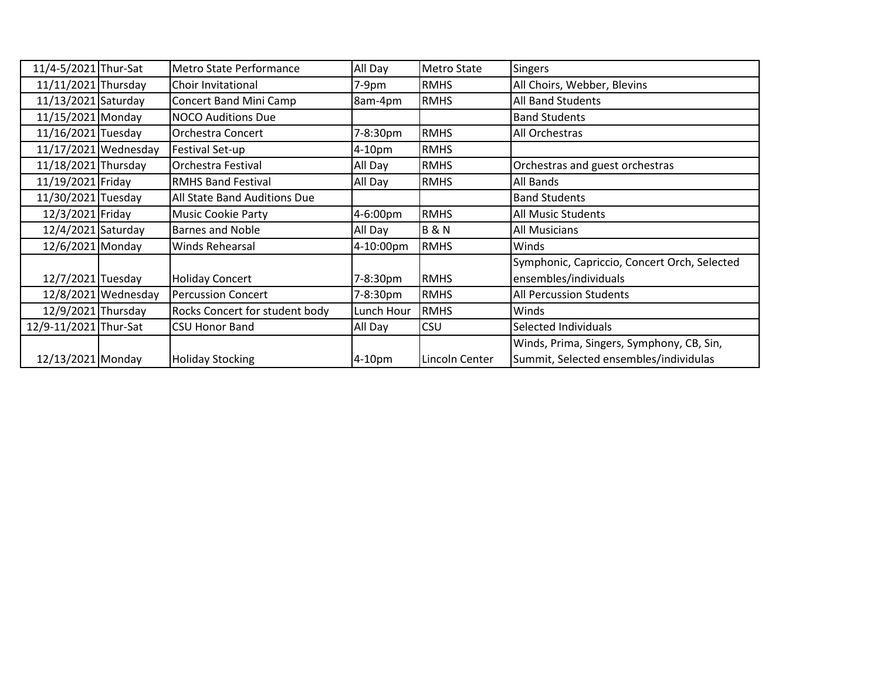| | | | | | |
|---|---|---|---|---|---|
| 11/4-5/2021 | Thur-Sat | Metro State Performance | All Day | Metro State | Singers |
| 11/11/2021 | Thursday | Choir Invitational | 7-9pm | RMHS | All Choirs, Webber, Blevins |
| 11/13/2021 | Saturday | Concert Band Mini Camp | 8am-4pm | RMHS | All Band Students |
| 11/15/2021 | Monday | NOCO Auditions Due | | | Band Students |
| 11/16/2021 | Tuesday | Orchestra Concert | 7-8:30pm | RMHS | All Orchestras |
| 11/17/2021 | Wednesday | Festival Set-up | 4-10pm | RMHS | |
| 11/18/2021 | Thursday | Orchestra Festival | All Day | RMHS | Orchestras and guest orchestras |
| 11/19/2021 | Friday | RMHS Band Festival | All Day | RMHS | All Bands |
| 11/30/2021 | Tuesday | All State Band Auditions Due | | | Band Students |
| 12/3/2021 | Friday | Music Cookie Party | 4-6:00pm | RMHS | All Music Students |
| 12/4/2021 | Saturday | Barnes and Noble | All Day | B & N | All Musicians |
| 12/6/2021 | Monday | Winds Rehearsal | 4-10:00pm | RMHS | Winds |
| 12/7/2021 | Tuesday | Holiday Concert | 7-8:30pm | RMHS | Symphonic, Capriccio, Concert Orch, Selected ensembles/individuals |
| 12/8/2021 | Wednesday | Percussion Concert | 7-8:30pm | RMHS | All Percussion Students |
| 12/9/2021 | Thursday | Rocks Concert for student body | Lunch Hour | RMHS | Winds |
| 12/9-11/2021 | Thur-Sat | CSU Honor Band | All Day | CSU | Selected Individuals |
| 12/13/2021 | Monday | Holiday Stocking | 4-10pm | Lincoln Center | Winds, Prima, Singers, Symphony, CB, Sin, Summit, Selected ensembles/individulas |